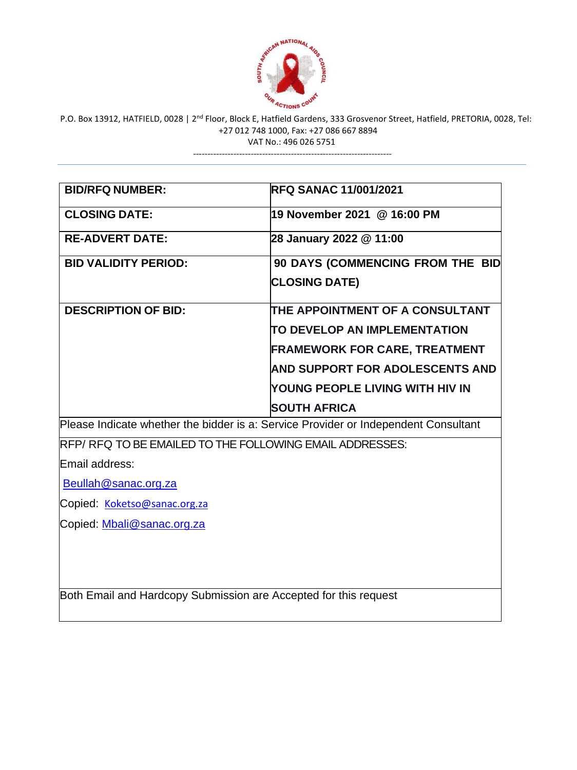P.O. Box 13912, HATFIELD, 0028 | 2nd Floor, Block E, Hatfield Gardens, 333 Grosvenor Street, Hatfield, PRETORIA, 0028, Tel: +27 012 748 1000, Fax: +27 086 667 8894
VAT No.: 496 026 5751

---

| | |
|---|---|
| **BID/RFQ NUMBER:** | **RFQ SANAC 11/001/2021** |
| **CLOSING DATE:** | **19 November 2021 @ 16:00 PM** |
| **RE-ADVERT DATE:** | **28 January 2022 @ 11:00** |
| **BID VALIDITY PERIOD:** | **90 DAYS (COMMENCING FROM THE BID CLOSING DATE)** |
| **DESCRIPTION OF BID:** | **THE APPOINTMENT OF A CONSULTANT TO DEVELOP AN IMPLEMENTATION FRAMEWORK FOR CARE, TREATMENT AND SUPPORT FOR ADOLESCENTS AND YOUNG PEOPLE LIVING WITH HIV IN SOUTH AFRICA** |
| Please Indicate whether the bidder is a: Service Provider or Independent Consultant | |
| RFP/ RFQ TO BE EMAILED TO THE FOLLOWING EMAIL ADDRESSES:<br>Email address:<br>Beullah@sanac.org.za<br>Copied: Koketso@sanac.org.za<br>Copied: Mbali@sanac.org.za | |
| Both Email and Hardcopy Submission are Accepted for this request | |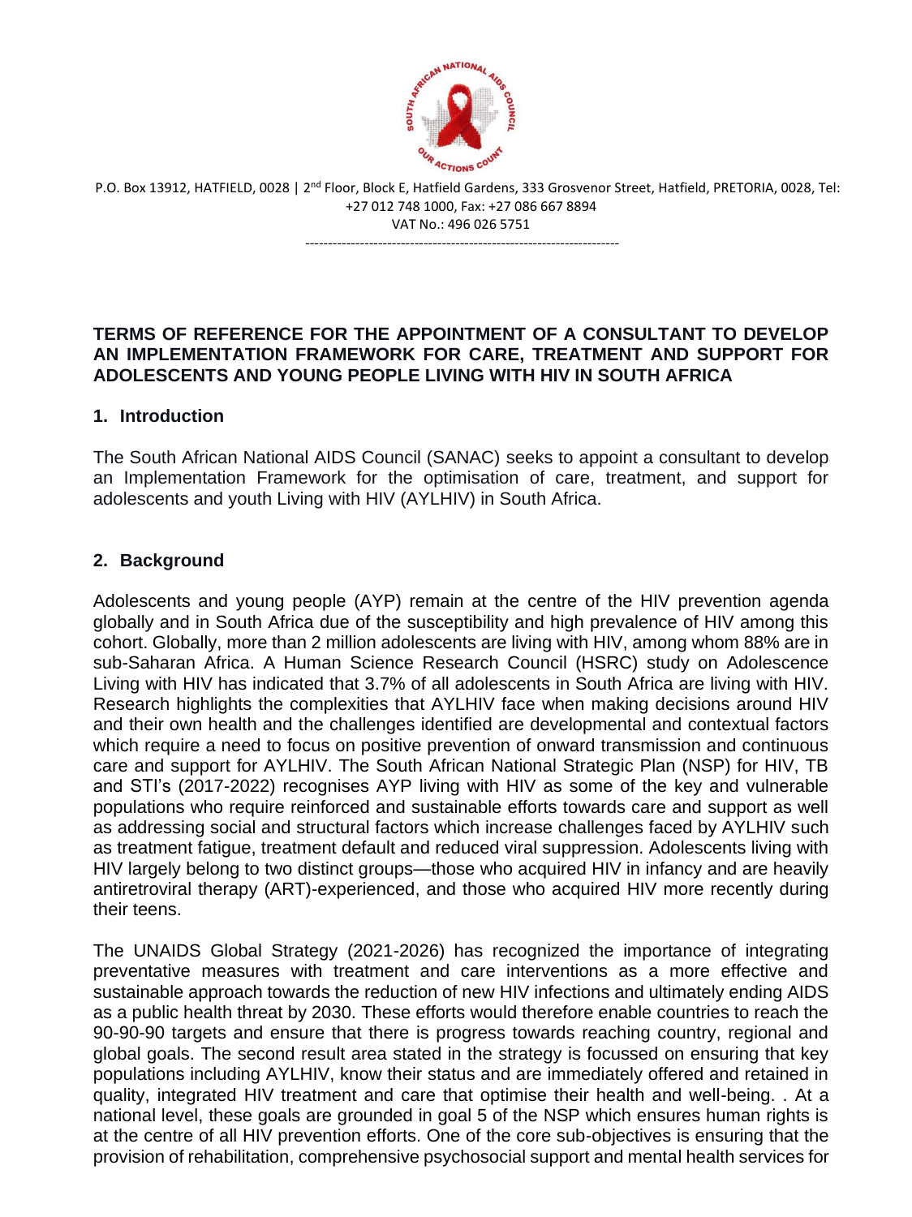P.O. Box 13912, HATFIELD, 0028 | 2nd Floor, Block E, Hatfield Gardens, 333 Grosvenor Street, Hatfield, PRETORIA, 0028, Tel: +27 012 748 1000, Fax: +27 086 667 8894
VAT No.: 496 026 5751

---

**TERMS OF REFERENCE FOR THE APPOINTMENT OF A CONSULTANT TO DEVELOP AN IMPLEMENTATION FRAMEWORK FOR CARE, TREATMENT AND SUPPORT FOR ADOLESCENTS AND YOUNG PEOPLE LIVING WITH HIV IN SOUTH AFRICA**

## 1. Introduction

The South African National AIDS Council (SANAC) seeks to appoint a consultant to develop an Implementation Framework for the optimisation of care, treatment, and support for adolescents and youth Living with HIV (AYLHIV) in South Africa.

## 2. Background

Adolescents and young people (AYP) remain at the centre of the HIV prevention agenda globally and in South Africa due of the susceptibility and high prevalence of HIV among this cohort. Globally, more than 2 million adolescents are living with HIV, among whom 88% are in sub-Saharan Africa. A Human Science Research Council (HSRC) study on Adolescence Living with HIV has indicated that 3.7% of all adolescents in South Africa are living with HIV. Research highlights the complexities that AYLHIV face when making decisions around HIV and their own health and the challenges identified are developmental and contextual factors which require a need to focus on positive prevention of onward transmission and continuous care and support for AYLHIV. The South African National Strategic Plan (NSP) for HIV, TB and STI's (2017-2022) recognises AYP living with HIV as some of the key and vulnerable populations who require reinforced and sustainable efforts towards care and support as well as addressing social and structural factors which increase challenges faced by AYLHIV such as treatment fatigue, treatment default and reduced viral suppression. Adolescents living with HIV largely belong to two distinct groups—those who acquired HIV in infancy and are heavily antiretroviral therapy (ART)-experienced, and those who acquired HIV more recently during their teens.

The UNAIDS Global Strategy (2021-2026) has recognized the importance of integrating preventative measures with treatment and care interventions as a more effective and sustainable approach towards the reduction of new HIV infections and ultimately ending AIDS as a public health threat by 2030. These efforts would therefore enable countries to reach the 90-90-90 targets and ensure that there is progress towards reaching country, regional and global goals. The second result area stated in the strategy is focussed on ensuring that key populations including AYLHIV, know their status and are immediately offered and retained in quality, integrated HIV treatment and care that optimise their health and well-being. . At a national level, these goals are grounded in goal 5 of the NSP which ensures human rights is at the centre of all HIV prevention efforts. One of the core sub-objectives is ensuring that the provision of rehabilitation, comprehensive psychosocial support and mental health services for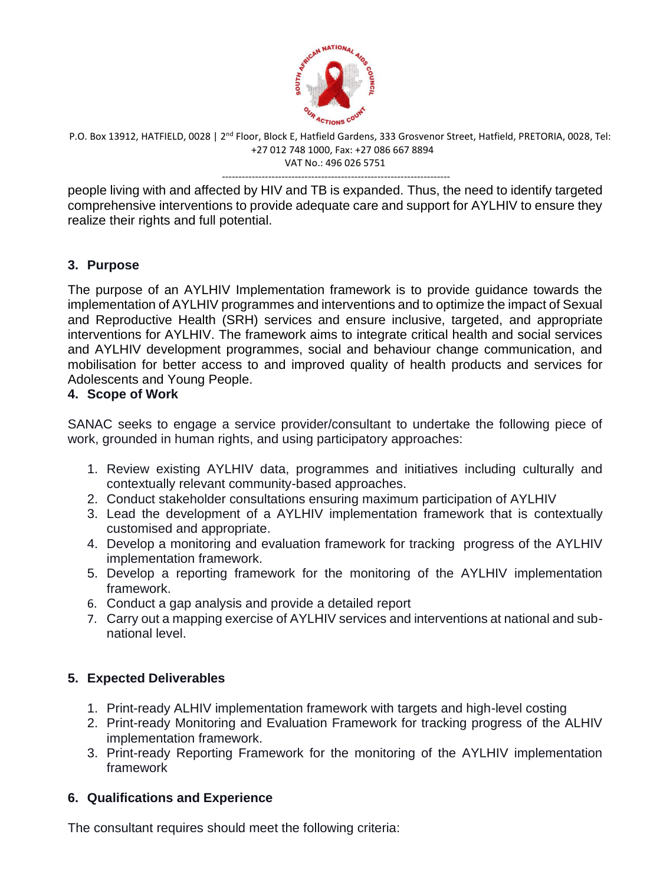people living with and affected by HIV and TB is expanded. Thus, the need to identify targeted comprehensive interventions to provide adequate care and support for AYLHIV to ensure they realize their rights and full potential.

## 3. Purpose

The purpose of an AYLHIV Implementation framework is to provide guidance towards the implementation of AYLHIV programmes and interventions and to optimize the impact of Sexual and Reproductive Health (SRH) services and ensure inclusive, targeted, and appropriate interventions for AYLHIV. The framework aims to integrate critical health and social services and AYLHIV development programmes, social and behaviour change communication, and mobilisation for better access to and improved quality of health products and services for Adolescents and Young People.

## 4. Scope of Work

SANAC seeks to engage a service provider/consultant to undertake the following piece of work, grounded in human rights, and using participatory approaches:

1. Review existing AYLHIV data, programmes and initiatives including culturally and contextually relevant community-based approaches.
2. Conduct stakeholder consultations ensuring maximum participation of AYLHIV
3. Lead the development of a AYLHIV implementation framework that is contextually customised and appropriate.
4. Develop a monitoring and evaluation framework for tracking progress of the AYLHIV implementation framework.
5. Develop a reporting framework for the monitoring of the AYLHIV implementation framework.
6. Conduct a gap analysis and provide a detailed report
7. Carry out a mapping exercise of AYLHIV services and interventions at national and sub-national level.

## 5. Expected Deliverables

1. Print-ready ALHIV implementation framework with targets and high-level costing
2. Print-ready Monitoring and Evaluation Framework for tracking progress of the ALHIV implementation framework.
3. Print-ready Reporting Framework for the monitoring of the AYLHIV implementation framework

## 6. Qualifications and Experience

The consultant requires should meet the following criteria: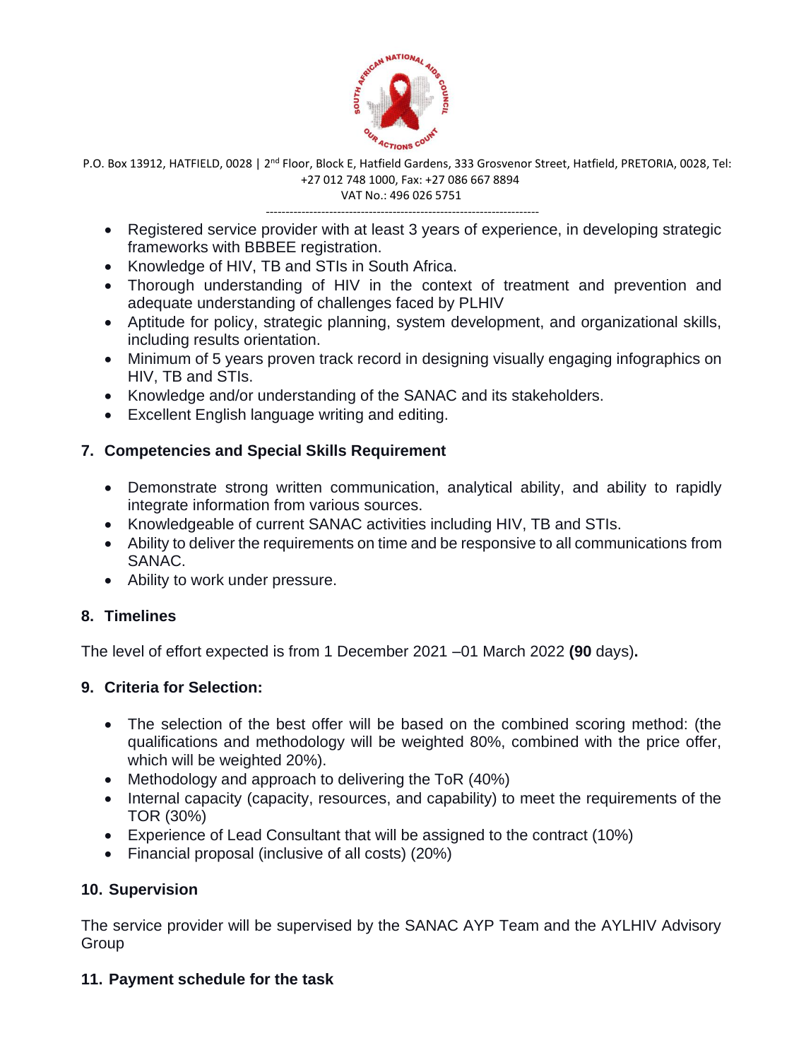- Registered service provider with at least 3 years of experience, in developing strategic frameworks with BBBEE registration.
- Knowledge of HIV, TB and STIs in South Africa.
- Thorough understanding of HIV in the context of treatment and prevention and adequate understanding of challenges faced by PLHIV
- Aptitude for policy, strategic planning, system development, and organizational skills, including results orientation.
- Minimum of 5 years proven track record in designing visually engaging infographics on HIV, TB and STIs.
- Knowledge and/or understanding of the SANAC and its stakeholders.
- Excellent English language writing and editing.

## 7. Competencies and Special Skills Requirement

- Demonstrate strong written communication, analytical ability, and ability to rapidly integrate information from various sources.
- Knowledgeable of current SANAC activities including HIV, TB and STIs.
- Ability to deliver the requirements on time and be responsive to all communications from SANAC.
- Ability to work under pressure.

## 8. Timelines

The level of effort expected is from 1 December 2021 –01 March 2022 **(90** days)**.**

## 9. Criteria for Selection:

- The selection of the best offer will be based on the combined scoring method: (the qualifications and methodology will be weighted 80%, combined with the price offer, which will be weighted 20%).
- Methodology and approach to delivering the ToR (40%)
- Internal capacity (capacity, resources, and capability) to meet the requirements of the TOR (30%)
- Experience of Lead Consultant that will be assigned to the contract (10%)
- Financial proposal (inclusive of all costs) (20%)

## 10. Supervision

The service provider will be supervised by the SANAC AYP Team and the AYLHIV Advisory Group

## 11. Payment schedule for the task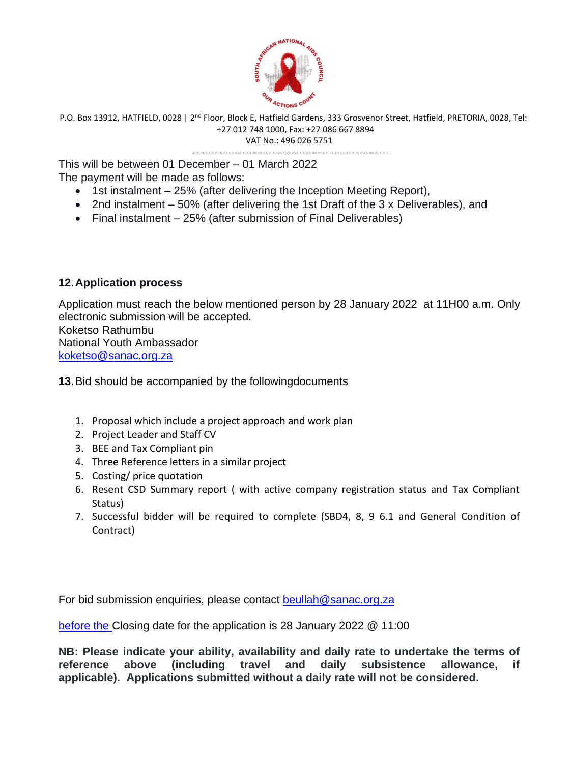P.O. Box 13912, HATFIELD, 0028 | 2nd Floor, Block E, Hatfield Gardens, 333 Grosvenor Street, Hatfield, PRETORIA, 0028, Tel: +27 012 748 1000, Fax: +27 086 667 8894
VAT No.: 496 026 5751

---

This will be between 01 December – 01 March 2022
The payment will be made as follows:

- 1st instalment – 25% (after delivering the Inception Meeting Report),
- 2nd instalment – 50% (after delivering the 1st Draft of the 3 x Deliverables), and
- Final instalment – 25% (after submission of Final Deliverables)

## 12. Application process

Application must reach the below mentioned person by 28 January 2022 at 11H00 a.m. Only electronic submission will be accepted.
Koketso Rathumbu
National Youth Ambassador
koketso@sanac.org.za

**13.** Bid should be accompanied by the followingdocuments

1. Proposal which include a project approach and work plan
2. Project Leader and Staff CV
3. BEE and Tax Compliant pin
4. Three Reference letters in a similar project
5. Costing/ price quotation
6. Resent CSD Summary report ( with active company registration status and Tax Compliant Status)
7. Successful bidder will be required to complete (SBD4, 8, 9 6.1 and General Condition of Contract)

For bid submission enquiries, please contact beullah@sanac.org.za

before the Closing date for the application is 28 January 2022 @ 11:00

**NB: Please indicate your ability, availability and daily rate to undertake the terms of reference above (including travel and daily subsistence allowance, if applicable). Applications submitted without a daily rate will not be considered.**